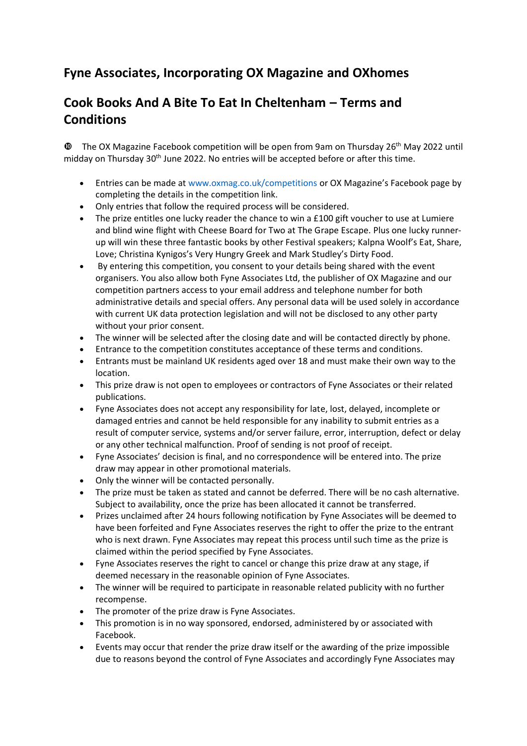## Fyne Associates, Incorporating OX Magazine and OXhomes

## Cook Books And A Bite To Eat In Cheltenham – Terms and Conditions

➓ The OX Magazine Facebook competition will be open from 9am on Thursday 26th May 2022 until midday on Thursday 30th June 2022. No entries will be accepted before or after this time.

- Entries can be made at www.oxmag.co.uk/competitions or OX Magazine's Facebook page by completing the details in the competition link.
- Only entries that follow the required process will be considered.
- The prize entitles one lucky reader the chance to win a £100 gift voucher to use at Lumiere and blind wine flight with Cheese Board for Two at The Grape Escape. Plus one lucky runner-up will win these three fantastic books by other Festival speakers; Kalpna Woolf's Eat, Share, Love; Christina Kynigos's Very Hungry Greek and Mark Studley's Dirty Food.
- By entering this competition, you consent to your details being shared with the event organisers. You also allow both Fyne Associates Ltd, the publisher of OX Magazine and our competition partners access to your email address and telephone number for both administrative details and special offers. Any personal data will be used solely in accordance with current UK data protection legislation and will not be disclosed to any other party without your prior consent.
- The winner will be selected after the closing date and will be contacted directly by phone.
- Entrance to the competition constitutes acceptance of these terms and conditions.
- Entrants must be mainland UK residents aged over 18 and must make their own way to the location.
- This prize draw is not open to employees or contractors of Fyne Associates or their related publications.
- Fyne Associates does not accept any responsibility for late, lost, delayed, incomplete or damaged entries and cannot be held responsible for any inability to submit entries as a result of computer service, systems and/or server failure, error, interruption, defect or delay or any other technical malfunction. Proof of sending is not proof of receipt.
- Fyne Associates' decision is final, and no correspondence will be entered into. The prize draw may appear in other promotional materials.
- Only the winner will be contacted personally.
- The prize must be taken as stated and cannot be deferred. There will be no cash alternative. Subject to availability, once the prize has been allocated it cannot be transferred.
- Prizes unclaimed after 24 hours following notification by Fyne Associates will be deemed to have been forfeited and Fyne Associates reserves the right to offer the prize to the entrant who is next drawn. Fyne Associates may repeat this process until such time as the prize is claimed within the period specified by Fyne Associates.
- Fyne Associates reserves the right to cancel or change this prize draw at any stage, if deemed necessary in the reasonable opinion of Fyne Associates.
- The winner will be required to participate in reasonable related publicity with no further recompense.
- The promoter of the prize draw is Fyne Associates.
- This promotion is in no way sponsored, endorsed, administered by or associated with Facebook.
- Events may occur that render the prize draw itself or the awarding of the prize impossible due to reasons beyond the control of Fyne Associates and accordingly Fyne Associates may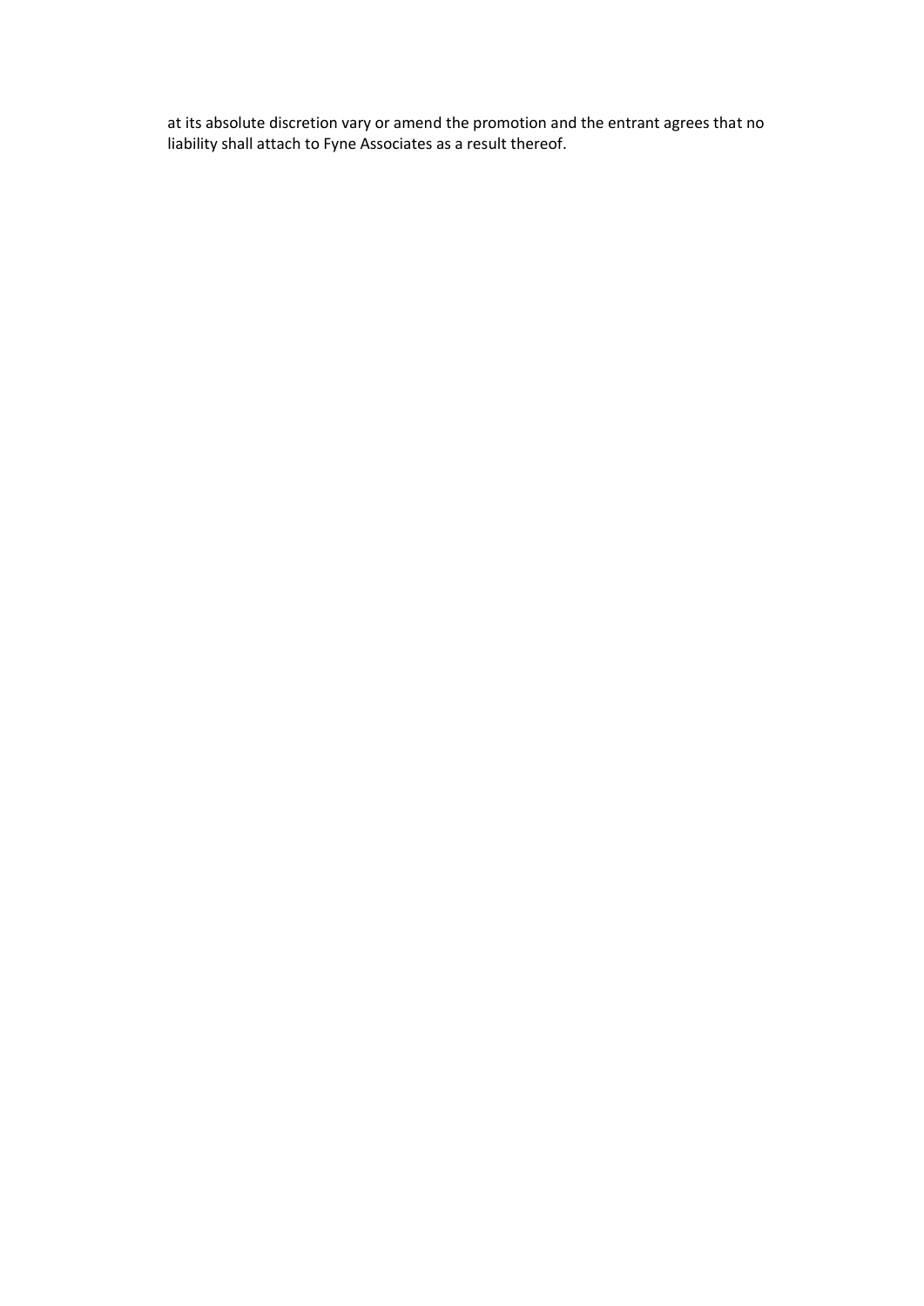at its absolute discretion vary or amend the promotion and the entrant agrees that no liability shall attach to Fyne Associates as a result thereof.